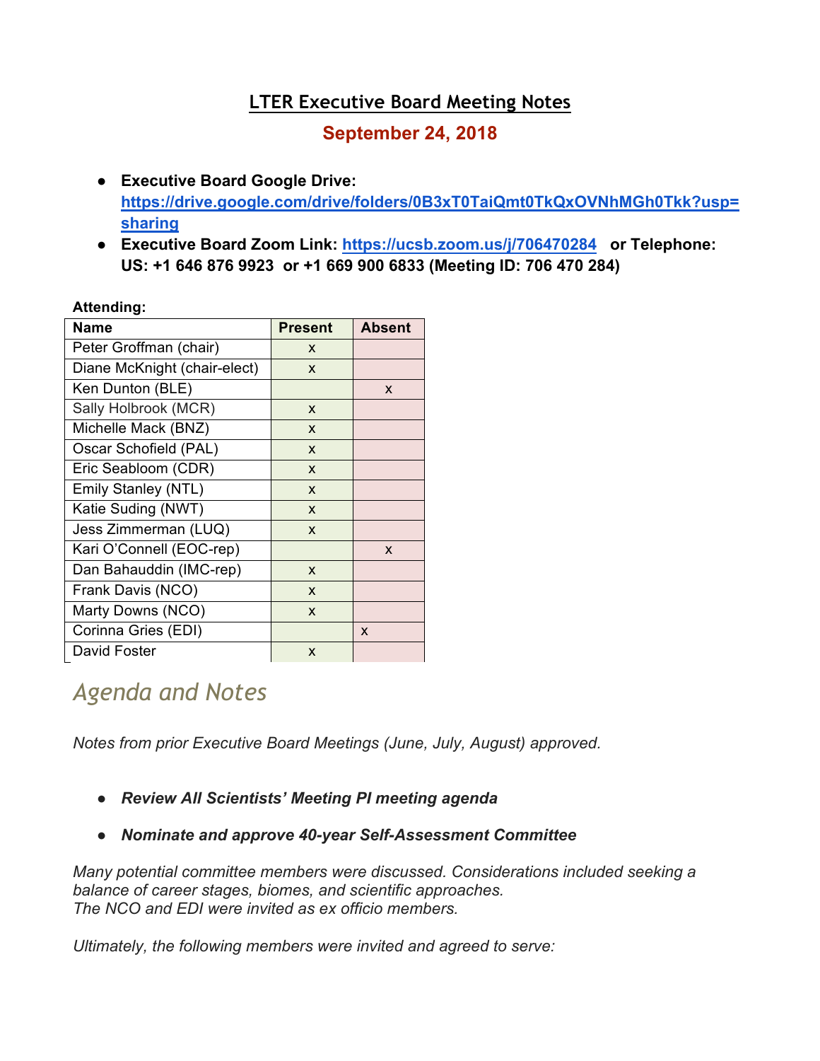# LTER Executive Board Meeting Notes

## September 24, 2018

- **Executive Board Google Drive: https://drive.google.com/drive/folders/0B3xT0TaiQmt0TkQxOVNhMGh0Tkk?usp=sharing**
- **Executive Board Zoom Link: https://ucsb.zoom.us/j/706470284 or Telephone: US: +1 646 876 9923 or +1 669 900 6833 (Meeting ID: 706 470 284)**

**Attending:**

| Name | Present | Absent |
|---|---|---|
| Peter Groffman (chair) | x | |
| Diane McKnight (chair-elect) | x | |
| Ken Dunton (BLE) | | x |
| Sally Holbrook (MCR) | x | |
| Michelle Mack (BNZ) | x | |
| Oscar Schofield (PAL) | x | |
| Eric Seabloom (CDR) | x | |
| Emily Stanley (NTL) | x | |
| Katie Suding (NWT) | x | |
| Jess Zimmerman (LUQ) | x | |
| Kari O'Connell (EOC-rep) | | x |
| Dan Bahauddin (IMC-rep) | x | |
| Frank Davis (NCO) | x | |
| Marty Downs (NCO) | x | |
| Corinna Gries (EDI) | | x |
| David Foster | x | |

# *Agenda and Notes*

*Notes from prior Executive Board Meetings (June, July, August) approved.*

- ***Review All Scientists' Meeting PI meeting agenda***
- ***Nominate and approve 40-year Self-Assessment Committee***

*Many potential committee members were discussed. Considerations included seeking a balance of career stages, biomes, and scientific approaches.*
*The NCO and EDI were invited as ex officio members.*

*Ultimately, the following members were invited and agreed to serve:*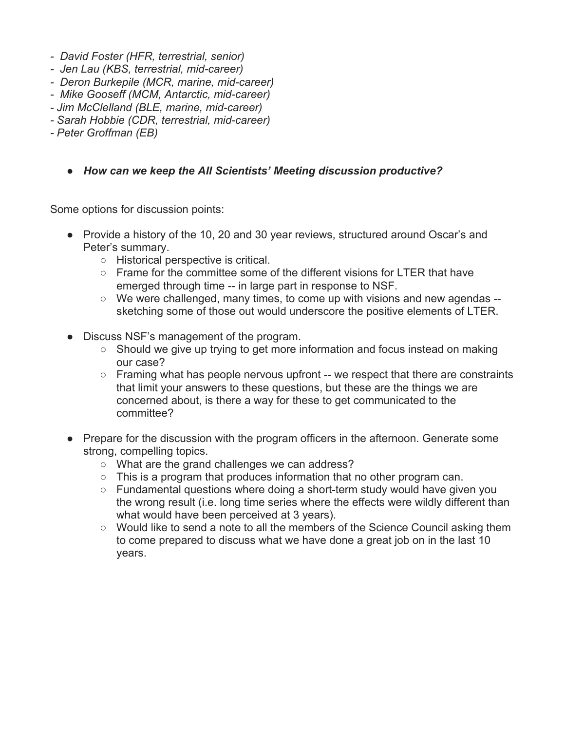- *David Foster (HFR, terrestrial, senior)*
- *Jen Lau (KBS, terrestrial, mid-career)*
- *Deron Burkepile (MCR, marine, mid-career)*
- *Mike Gooseff (MCM, Antarctic, mid-career)*
- *Jim McClelland (BLE, marine, mid-career)*
- *Sarah Hobbie (CDR, terrestrial, mid-career)*
- *Peter Groffman (EB)*

- ***How can we keep the All Scientists' Meeting discussion productive?***

Some options for discussion points:

- Provide a history of the 10, 20 and 30 year reviews, structured around Oscar's and Peter's summary.
  - Historical perspective is critical.
  - Frame for the committee some of the different visions for LTER that have emerged through time -- in large part in response to NSF.
  - We were challenged, many times, to come up with visions and new agendas -- sketching some of those out would underscore the positive elements of LTER.
- Discuss NSF's management of the program.
  - Should we give up trying to get more information and focus instead on making our case?
  - Framing what has people nervous upfront -- we respect that there are constraints that limit your answers to these questions, but these are the things we are concerned about, is there a way for these to get communicated to the committee?
- Prepare for the discussion with the program officers in the afternoon. Generate some strong, compelling topics.
  - What are the grand challenges we can address?
  - This is a program that produces information that no other program can.
  - Fundamental questions where doing a short-term study would have given you the wrong result (i.e. long time series where the effects were wildly different than what would have been perceived at 3 years).
  - Would like to send a note to all the members of the Science Council asking them to come prepared to discuss what we have done a great job on in the last 10 years.